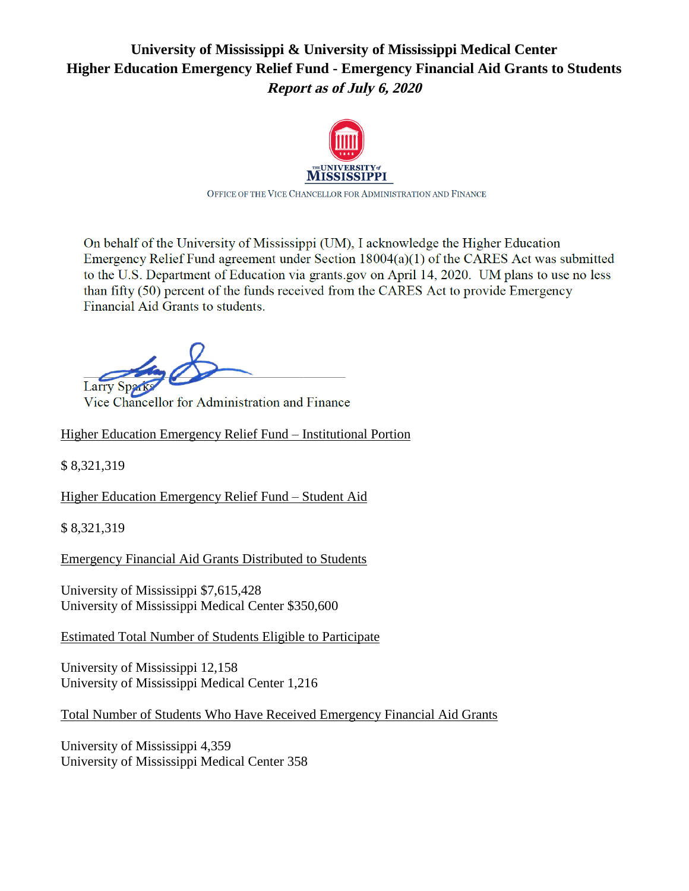**University of Mississippi & University of Mississippi Medical Center**
**Higher Education Emergency Relief Fund - Emergency Financial Aid Grants to Students**
***Report as of July 6, 2020***

THE UNIVERSITY of MISSISSIPPI

OFFICE OF THE VICE CHANCELLOR FOR ADMINISTRATION AND FINANCE

On behalf of the University of Mississippi (UM), I acknowledge the Higher Education Emergency Relief Fund agreement under Section 18004(a)(1) of the CARES Act was submitted to the U.S. Department of Education via grants.gov on April 14, 2020. UM plans to use no less than fifty (50) percent of the funds received from the CARES Act to provide Emergency Financial Aid Grants to students.

Larry Sparks
Vice Chancellor for Administration and Finance

Higher Education Emergency Relief Fund – Institutional Portion

$ 8,321,319

Higher Education Emergency Relief Fund – Student Aid

$ 8,321,319

Emergency Financial Aid Grants Distributed to Students

University of Mississippi $7,615,428
University of Mississippi Medical Center $350,600

Estimated Total Number of Students Eligible to Participate

University of Mississippi 12,158
University of Mississippi Medical Center 1,216

Total Number of Students Who Have Received Emergency Financial Aid Grants

University of Mississippi 4,359
University of Mississippi Medical Center 358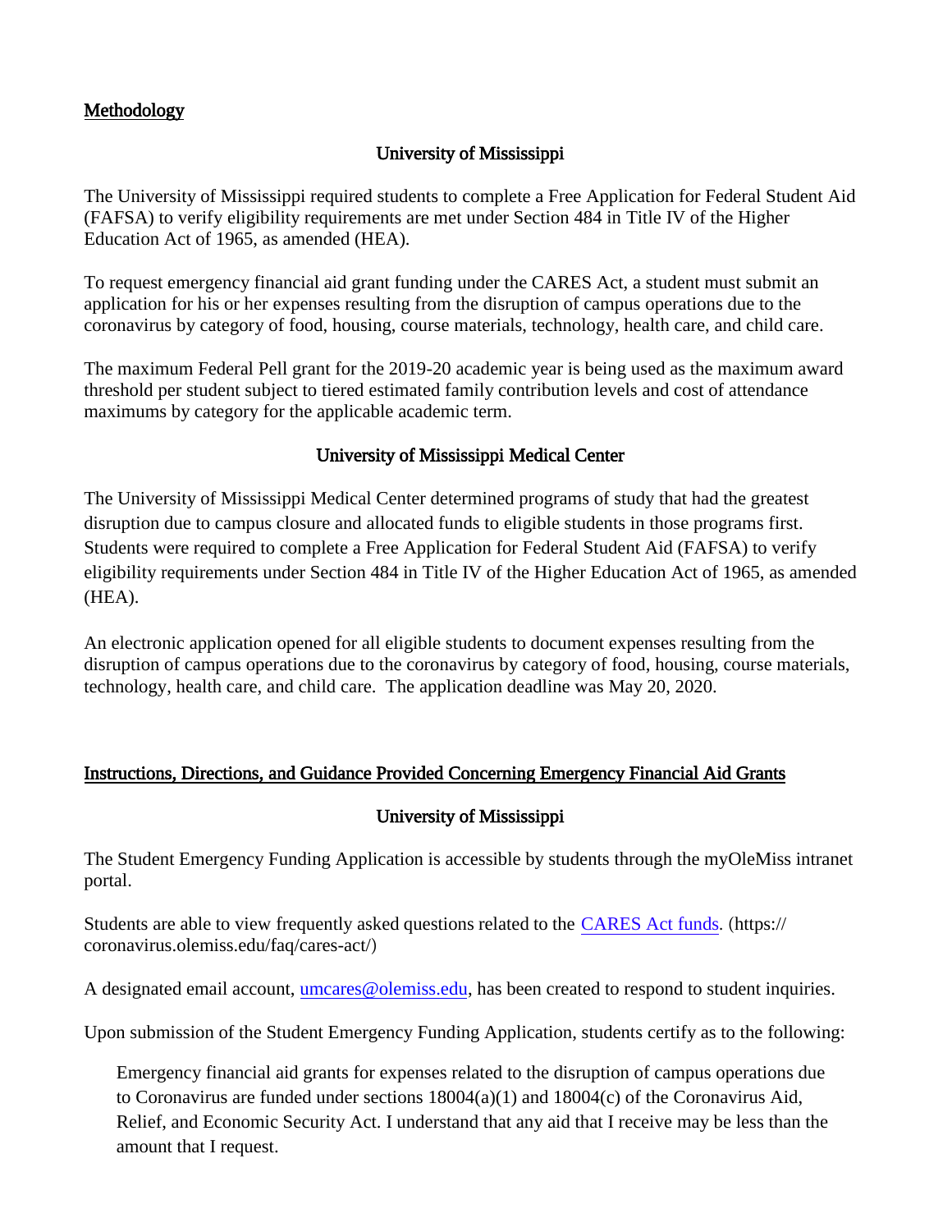## Methodology

### University of Mississippi

The University of Mississippi required students to complete a Free Application for Federal Student Aid (FAFSA) to verify eligibility requirements are met under Section 484 in Title IV of the Higher Education Act of 1965, as amended (HEA).

To request emergency financial aid grant funding under the CARES Act, a student must submit an application for his or her expenses resulting from the disruption of campus operations due to the coronavirus by category of food, housing, course materials, technology, health care, and child care.

The maximum Federal Pell grant for the 2019-20 academic year is being used as the maximum award threshold per student subject to tiered estimated family contribution levels and cost of attendance maximums by category for the applicable academic term.

### University of Mississippi Medical Center

The University of Mississippi Medical Center determined programs of study that had the greatest disruption due to campus closure and allocated funds to eligible students in those programs first. Students were required to complete a Free Application for Federal Student Aid (FAFSA) to verify eligibility requirements under Section 484 in Title IV of the Higher Education Act of 1965, as amended (HEA).

An electronic application opened for all eligible students to document expenses resulting from the disruption of campus operations due to the coronavirus by category of food, housing, course materials, technology, health care, and child care. The application deadline was May 20, 2020.

## Instructions, Directions, and Guidance Provided Concerning Emergency Financial Aid Grants

### University of Mississippi

The Student Emergency Funding Application is accessible by students through the myOleMiss intranet portal.

Students are able to view frequently asked questions related to the [CARES Act funds](https://coronavirus.olemiss.edu/faq/cares-act/). (https://coronavirus.olemiss.edu/faq/cares-act/)

A designated email account, [umcares@olemiss.edu](mailto:umcares@olemiss.edu), has been created to respond to student inquiries.

Upon submission of the Student Emergency Funding Application, students certify as to the following:

> Emergency financial aid grants for expenses related to the disruption of campus operations due to Coronavirus are funded under sections 18004(a)(1) and 18004(c) of the Coronavirus Aid, Relief, and Economic Security Act. I understand that any aid that I receive may be less than the amount that I request.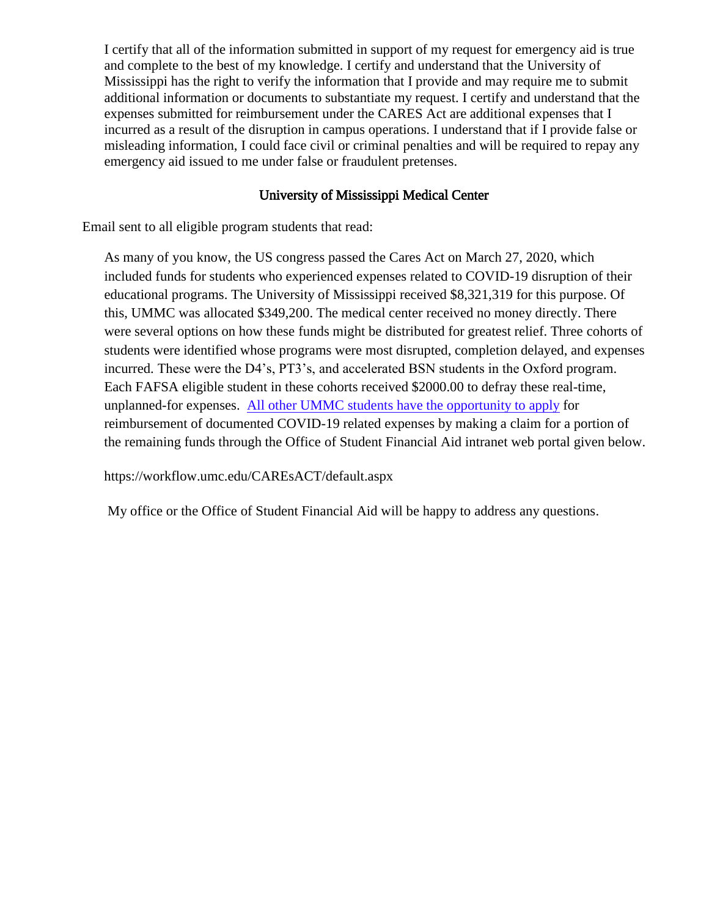I certify that all of the information submitted in support of my request for emergency aid is true and complete to the best of my knowledge. I certify and understand that the University of Mississippi has the right to verify the information that I provide and may require me to submit additional information or documents to substantiate my request. I certify and understand that the expenses submitted for reimbursement under the CARES Act are additional expenses that I incurred as a result of the disruption in campus operations. I understand that if I provide false or misleading information, I could face civil or criminal penalties and will be required to repay any emergency aid issued to me under false or fraudulent pretenses.

## University of Mississippi Medical Center

Email sent to all eligible program students that read:

As many of you know, the US congress passed the Cares Act on March 27, 2020, which included funds for students who experienced expenses related to COVID-19 disruption of their educational programs. The University of Mississippi received $8,321,319 for this purpose. Of this, UMMC was allocated $349,200. The medical center received no money directly. There were several options on how these funds might be distributed for greatest relief. Three cohorts of students were identified whose programs were most disrupted, completion delayed, and expenses incurred. These were the D4's, PT3's, and accelerated BSN students in the Oxford program. Each FAFSA eligible student in these cohorts received $2000.00 to defray these real-time, unplanned-for expenses. All other UMMC students have the opportunity to apply for reimbursement of documented COVID-19 related expenses by making a claim for a portion of the remaining funds through the Office of Student Financial Aid intranet web portal given below.

https://workflow.umc.edu/CAREsACT/default.aspx

My office or the Office of Student Financial Aid will be happy to address any questions.